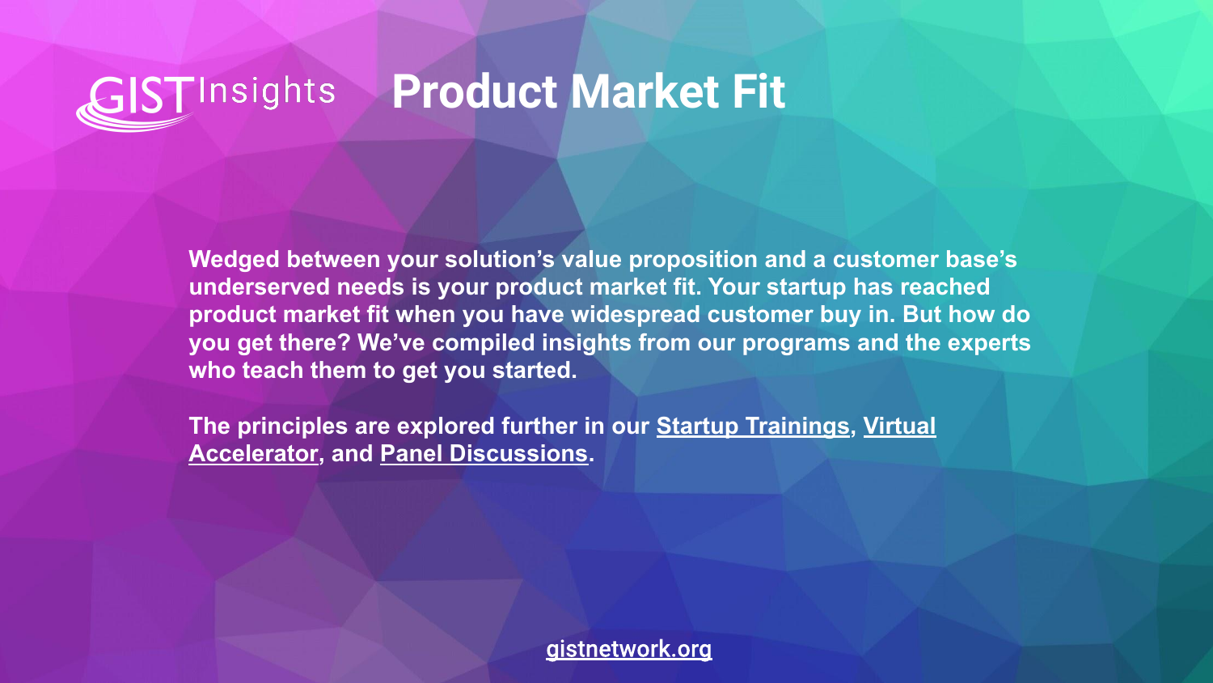# GIST Insights Product Market Fit

**Wedged between your solution's value proposition and a customer base's underserved needs is your product market fit. Your startup has reached product market fit when you have widespread customer buy in. But how do you get there? We've compiled insights from our programs and the experts who teach them to get you started.**

**The principles are explored further in our Startup Trainings, Virtual Accelerator, and Panel Discussions.**

gistnetwork.org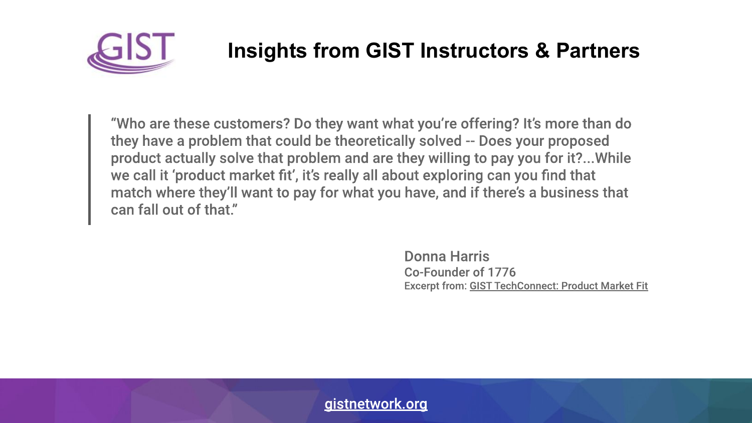# Insights from GIST Instructors & Partners

> "Who are these customers? Do they want what you're offering? It's more than do they have a problem that could be theoretically solved -- Does your proposed product actually solve that problem and are they willing to pay you for it?...While we call it 'product market fit', it's really all about exploring can you find that match where they'll want to pay for what you have, and if there's a business that can fall out of that."

Donna Harris
Co-Founder of 1776
Excerpt from: GIST TechConnect: Product Market Fit

gistnetwork.org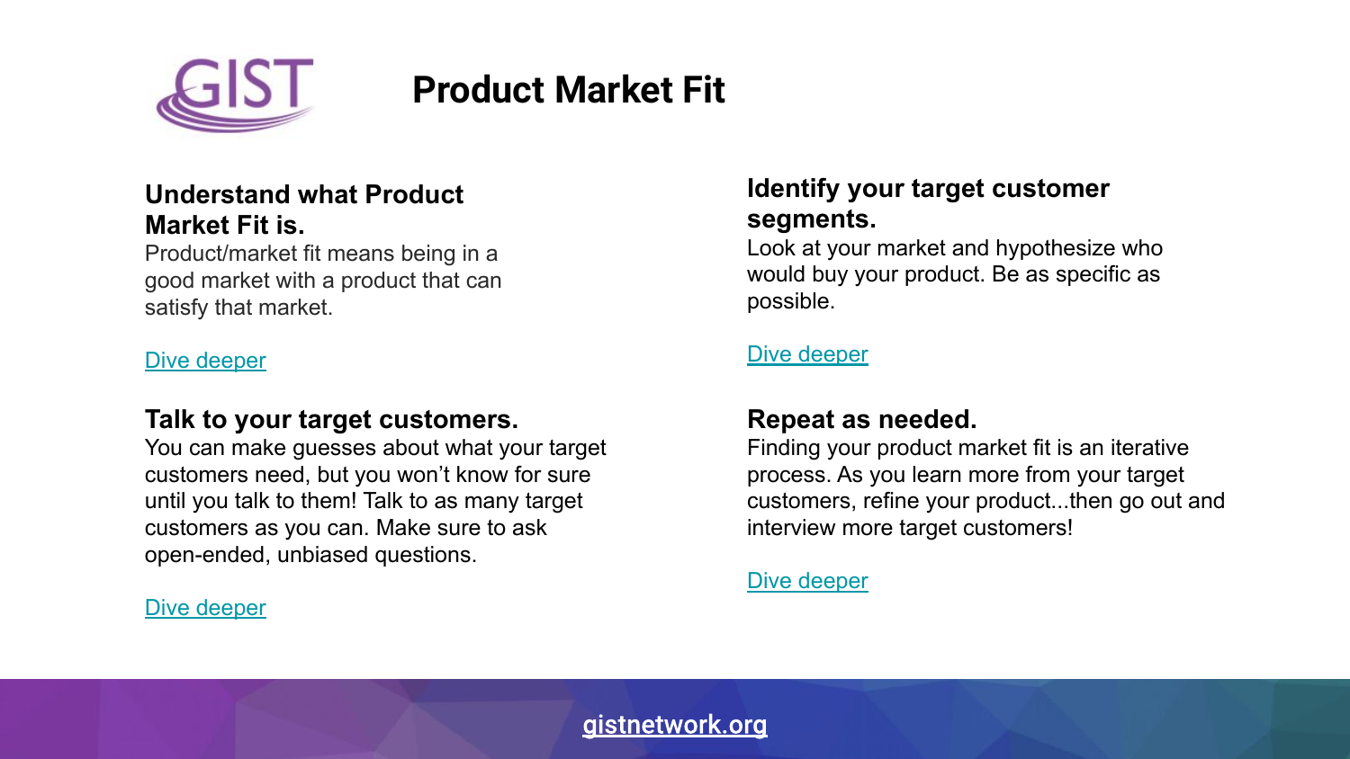# Product Market Fit

## Understand what Product Market Fit is.

Product/market fit means being in a good market with a product that can satisfy that market.

Dive deeper

## Talk to your target customers.

You can make guesses about what your target customers need, but you won't know for sure until you talk to them! Talk to as many target customers as you can. Make sure to ask open-ended, unbiased questions.

Dive deeper

## Identify your target customer segments.

Look at your market and hypothesize who would buy your product. Be as specific as possible.

Dive deeper

## Repeat as needed.

Finding your product market fit is an iterative process. As you learn more from your target customers, refine your product...then go out and interview more target customers!

Dive deeper

gistnetwork.org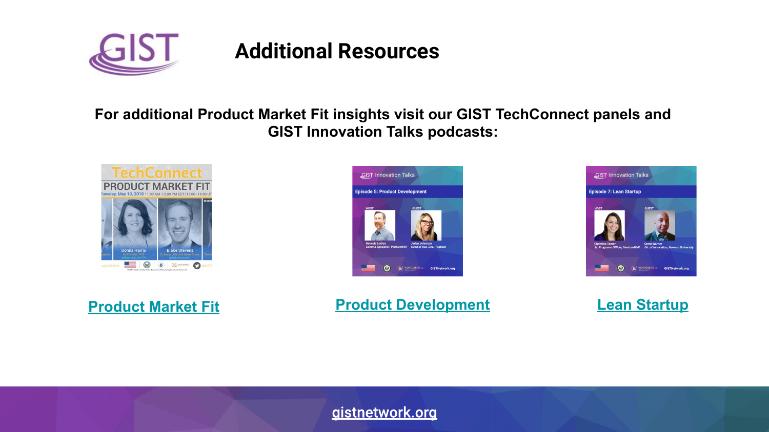# Additional Resources

**For additional Product Market Fit insights visit our GIST TechConnect panels and GIST Innovation Talks podcasts:**

**Product Market Fit**

**Product Development**

**Lean Startup**

gistnetwork.org